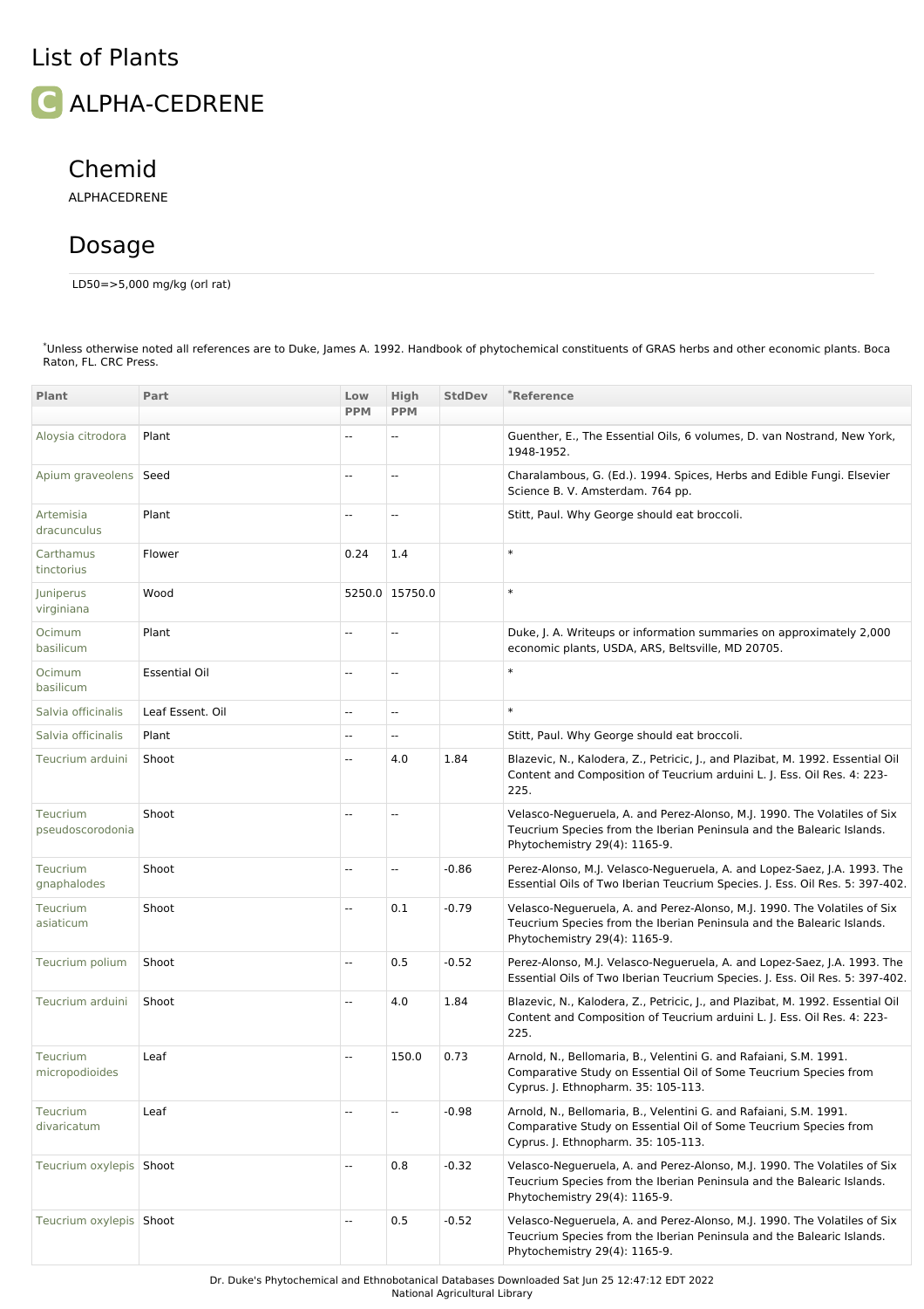# List of Plants

## C ALPHA-CEDRENE

### Chemid

ALPHACEDRENE

### Dosage

LD50=>5,000 mg/kg (orl rat)

*Unless otherwise noted all references are to Duke, James A. 1992. Handbook of phytochemical constituents of GRAS herbs and other economic plants. Boca Raton, FL. CRC Press.

| Plant | Part | Low PPM | High PPM | StdDev | *Reference |
|---|---|---|---|---|---|
| Aloysia citrodora | Plant | -- | -- | | Guenther, E., The Essential Oils, 6 volumes, D. van Nostrand, New York, 1948-1952. |
| Apium graveolens | Seed | -- | -- | | Charalambous, G. (Ed.). 1994. Spices, Herbs and Edible Fungi. Elsevier Science B. V. Amsterdam. 764 pp. |
| Artemisia dracunculus | Plant | -- | -- | | Stitt, Paul. Why George should eat broccoli. |
| Carthamus tinctorius | Flower | 0.24 | 1.4 | | * |
| Juniperus virginiana | Wood | 5250.0 | 15750.0 | | * |
| Ocimum basilicum | Plant | -- | -- | | Duke, J. A. Writeups or information summaries on approximately 2,000 economic plants, USDA, ARS, Beltsville, MD 20705. |
| Ocimum basilicum | Essential Oil | -- | -- | | * |
| Salvia officinalis | Leaf Essent. Oil | -- | -- | | * |
| Salvia officinalis | Plant | -- | -- | | Stitt, Paul. Why George should eat broccoli. |
| Teucrium arduini | Shoot | -- | 4.0 | 1.84 | Blazevic, N., Kalodera, Z., Petricic, J., and Plazibat, M. 1992. Essential Oil Content and Composition of Teucrium arduini L. J. Ess. Oil Res. 4: 223-225. |
| Teucrium pseudoscorodonia | Shoot | -- | -- | | Velasco-Negueruela, A. and Perez-Alonso, M.J. 1990. The Volatiles of Six Teucrium Species from the Iberian Peninsula and the Balearic Islands. Phytochemistry 29(4): 1165-9. |
| Teucrium gnaphalodes | Shoot | -- | -- | -0.86 | Perez-Alonso, M.J. Velasco-Negueruela, A. and Lopez-Saez, J.A. 1993. The Essential Oils of Two Iberian Teucrium Species. J. Ess. Oil Res. 5: 397-402. |
| Teucrium asiaticum | Shoot | -- | 0.1 | -0.79 | Velasco-Negueruela, A. and Perez-Alonso, M.J. 1990. The Volatiles of Six Teucrium Species from the Iberian Peninsula and the Balearic Islands. Phytochemistry 29(4): 1165-9. |
| Teucrium polium | Shoot | -- | 0.5 | -0.52 | Perez-Alonso, M.J. Velasco-Negueruela, A. and Lopez-Saez, J.A. 1993. The Essential Oils of Two Iberian Teucrium Species. J. Ess. Oil Res. 5: 397-402. |
| Teucrium arduini | Shoot | -- | 4.0 | 1.84 | Blazevic, N., Kalodera, Z., Petricic, J., and Plazibat, M. 1992. Essential Oil Content and Composition of Teucrium arduini L. J. Ess. Oil Res. 4: 223-225. |
| Teucrium micropodioides | Leaf | -- | 150.0 | 0.73 | Arnold, N., Bellomaria, B., Velentini G. and Rafaiani, S.M. 1991. Comparative Study on Essential Oil of Some Teucrium Species from Cyprus. J. Ethnopharm. 35: 105-113. |
| Teucrium divaricatum | Leaf | -- | -- | -0.98 | Arnold, N., Bellomaria, B., Velentini G. and Rafaiani, S.M. 1991. Comparative Study on Essential Oil of Some Teucrium Species from Cyprus. J. Ethnopharm. 35: 105-113. |
| Teucrium oxylepis | Shoot | -- | 0.8 | -0.32 | Velasco-Negueruela, A. and Perez-Alonso, M.J. 1990. The Volatiles of Six Teucrium Species from the Iberian Peninsula and the Balearic Islands. Phytochemistry 29(4): 1165-9. |
| Teucrium oxylepis | Shoot | -- | 0.5 | -0.52 | Velasco-Negueruela, A. and Perez-Alonso, M.J. 1990. The Volatiles of Six Teucrium Species from the Iberian Peninsula and the Balearic Islands. Phytochemistry 29(4): 1165-9. |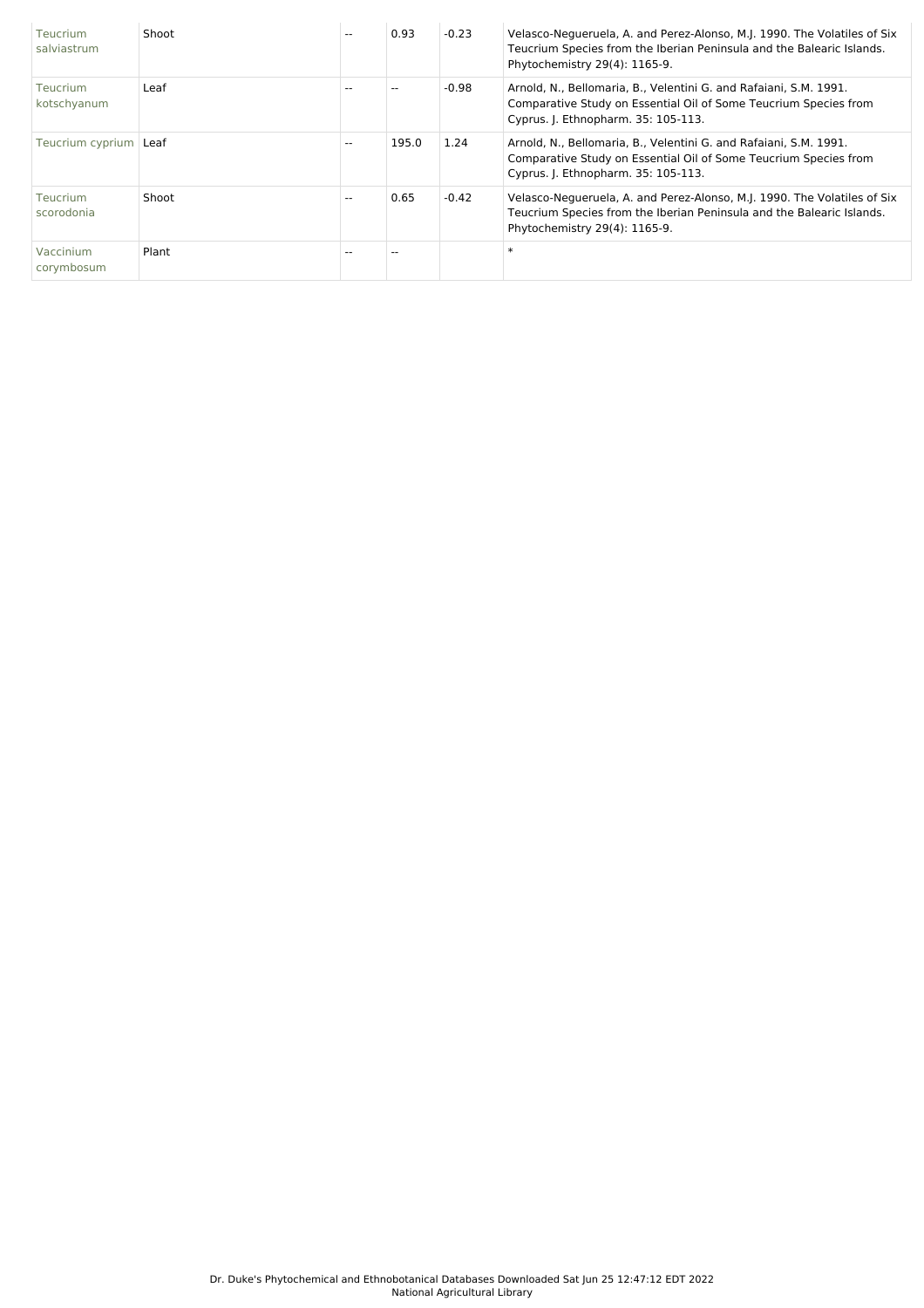| | | | | | |
|---|---|---|---|---|---|
| Teucrium salviastrum | Shoot | -- | 0.93 | -0.23 | Velasco-Negueruela, A. and Perez-Alonso, M.J. 1990. The Volatiles of Six Teucrium Species from the Iberian Peninsula and the Balearic Islands. Phytochemistry 29(4): 1165-9. |
| Teucrium kotschyanum | Leaf | -- | -- | -0.98 | Arnold, N., Bellomaria, B., Velentini G. and Rafaiani, S.M. 1991. Comparative Study on Essential Oil of Some Teucrium Species from Cyprus. J. Ethnopharm. 35: 105-113. |
| Teucrium cyprium | Leaf | -- | 195.0 | 1.24 | Arnold, N., Bellomaria, B., Velentini G. and Rafaiani, S.M. 1991. Comparative Study on Essential Oil of Some Teucrium Species from Cyprus. J. Ethnopharm. 35: 105-113. |
| Teucrium scorodonia | Shoot | -- | 0.65 | -0.42 | Velasco-Negueruela, A. and Perez-Alonso, M.J. 1990. The Volatiles of Six Teucrium Species from the Iberian Peninsula and the Balearic Islands. Phytochemistry 29(4): 1165-9. |
| Vaccinium corymbosum | Plant | -- | -- | | * |

Dr. Duke's Phytochemical and Ethnobotanical Databases Downloaded Sat Jun 25 12:47:12 EDT 2022
National Agricultural Library